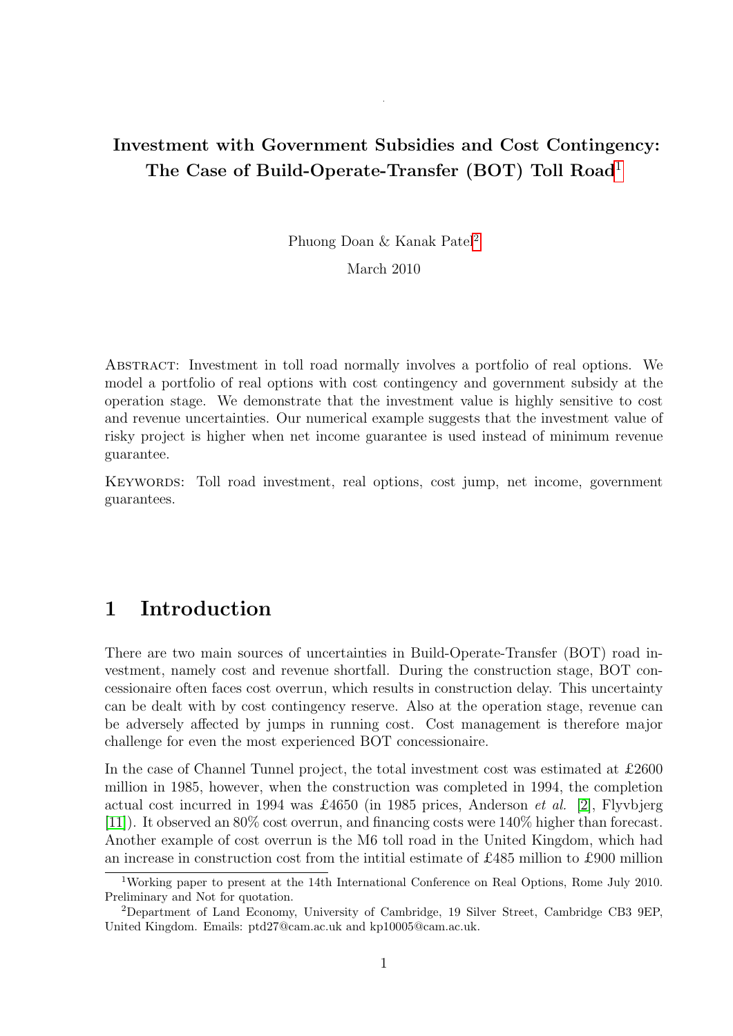# Investment with Government Subsidies and Cost Contingency: The Case of Build-Operate-Transfer (BOT) Toll Road[1]

Phuong Doan & Kanak Patel[2]

March 2010

ABSTRACT: Investment in toll road normally involves a portfolio of real options. We model a portfolio of real options with cost contingency and government subsidy at the operation stage. We demonstrate that the investment value is highly sensitive to cost and revenue uncertainties. Our numerical example suggests that the investment value of risky project is higher when net income guarantee is used instead of minimum revenue guarantee.

KEYWORDS: Toll road investment, real options, cost jump, net income, government guarantees.

## 1 Introduction

There are two main sources of uncertainties in Build-Operate-Transfer (BOT) road investment, namely cost and revenue shortfall. During the construction stage, BOT concessionaire often faces cost overrun, which results in construction delay. This uncertainty can be dealt with by cost contingency reserve. Also at the operation stage, revenue can be adversely affected by jumps in running cost. Cost management is therefore major challenge for even the most experienced BOT concessionaire.

In the case of Channel Tunnel project, the total investment cost was estimated at £2600 million in 1985, however, when the construction was completed in 1994, the completion actual cost incurred in 1994 was £4650 (in 1985 prices, Anderson *et al.* [2], Flyvbjerg [11]). It observed an 80% cost overrun, and financing costs were 140% higher than forecast. Another example of cost overrun is the M6 toll road in the United Kingdom, which had an increase in construction cost from the intitial estimate of £485 million to £900 million

---

[1] Working paper to present at the 14th International Conference on Real Options, Rome July 2010. Preliminary and Not for quotation.

[2] Department of Land Economy, University of Cambridge, 19 Silver Street, Cambridge CB3 9EP, United Kingdom. Emails: ptd27@cam.ac.uk and kp10005@cam.ac.uk.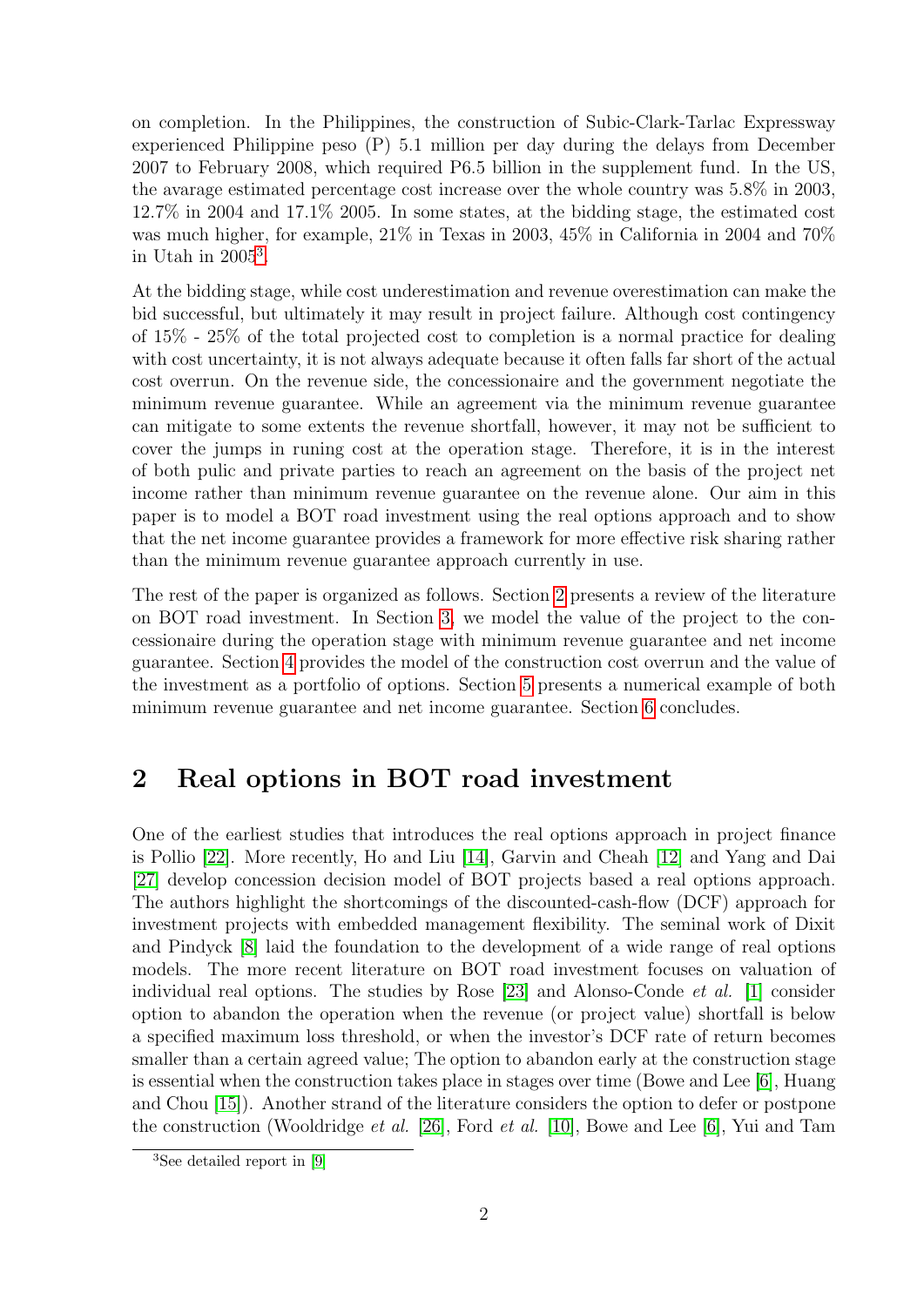on completion. In the Philippines, the construction of Subic-Clark-Tarlac Expressway experienced Philippine peso (P) 5.1 million per day during the delays from December 2007 to February 2008, which required P6.5 billion in the supplement fund. In the US, the avarage estimated percentage cost increase over the whole country was 5.8% in 2003, 12.7% in 2004 and 17.1% 2005. In some states, at the bidding stage, the estimated cost was much higher, for example, 21% in Texas in 2003, 45% in California in 2004 and 70% in Utah in 2005[3].

At the bidding stage, while cost underestimation and revenue overestimation can make the bid successful, but ultimately it may result in project failure. Although cost contingency of 15% - 25% of the total projected cost to completion is a normal practice for dealing with cost uncertainty, it is not always adequate because it often falls far short of the actual cost overrun. On the revenue side, the concessionaire and the government negotiate the minimum revenue guarantee. While an agreement via the minimum revenue guarantee can mitigate to some extents the revenue shortfall, however, it may not be sufficient to cover the jumps in runing cost at the operation stage. Therefore, it is in the interest of both pulic and private parties to reach an agreement on the basis of the project net income rather than minimum revenue guarantee on the revenue alone. Our aim in this paper is to model a BOT road investment using the real options approach and to show that the net income guarantee provides a framework for more effective risk sharing rather than the minimum revenue guarantee approach currently in use.

The rest of the paper is organized as follows. Section 2 presents a review of the literature on BOT road investment. In Section 3, we model the value of the project to the concessionaire during the operation stage with minimum revenue guarantee and net income guarantee. Section 4 provides the model of the construction cost overrun and the value of the investment as a portfolio of options. Section 5 presents a numerical example of both minimum revenue guarantee and net income guarantee. Section 6 concludes.

## 2 Real options in BOT road investment

One of the earliest studies that introduces the real options approach in project finance is Pollio [22]. More recently, Ho and Liu [14], Garvin and Cheah [12] and Yang and Dai [27] develop concession decision model of BOT projects based a real options approach. The authors highlight the shortcomings of the discounted-cash-flow (DCF) approach for investment projects with embedded management flexibility. The seminal work of Dixit and Pindyck [8] laid the foundation to the development of a wide range of real options models. The more recent literature on BOT road investment focuses on valuation of individual real options. The studies by Rose [23] and Alonso-Conde *et al.* [1] consider option to abandon the operation when the revenue (or project value) shortfall is below a specified maximum loss threshold, or when the investor's DCF rate of return becomes smaller than a certain agreed value; The option to abandon early at the construction stage is essential when the construction takes place in stages over time (Bowe and Lee [6], Huang and Chou [15]). Another strand of the literature considers the option to defer or postpone the construction (Wooldridge *et al.* [26], Ford *et al.* [10], Bowe and Lee [6], Yui and Tam

[3] See detailed report in [9]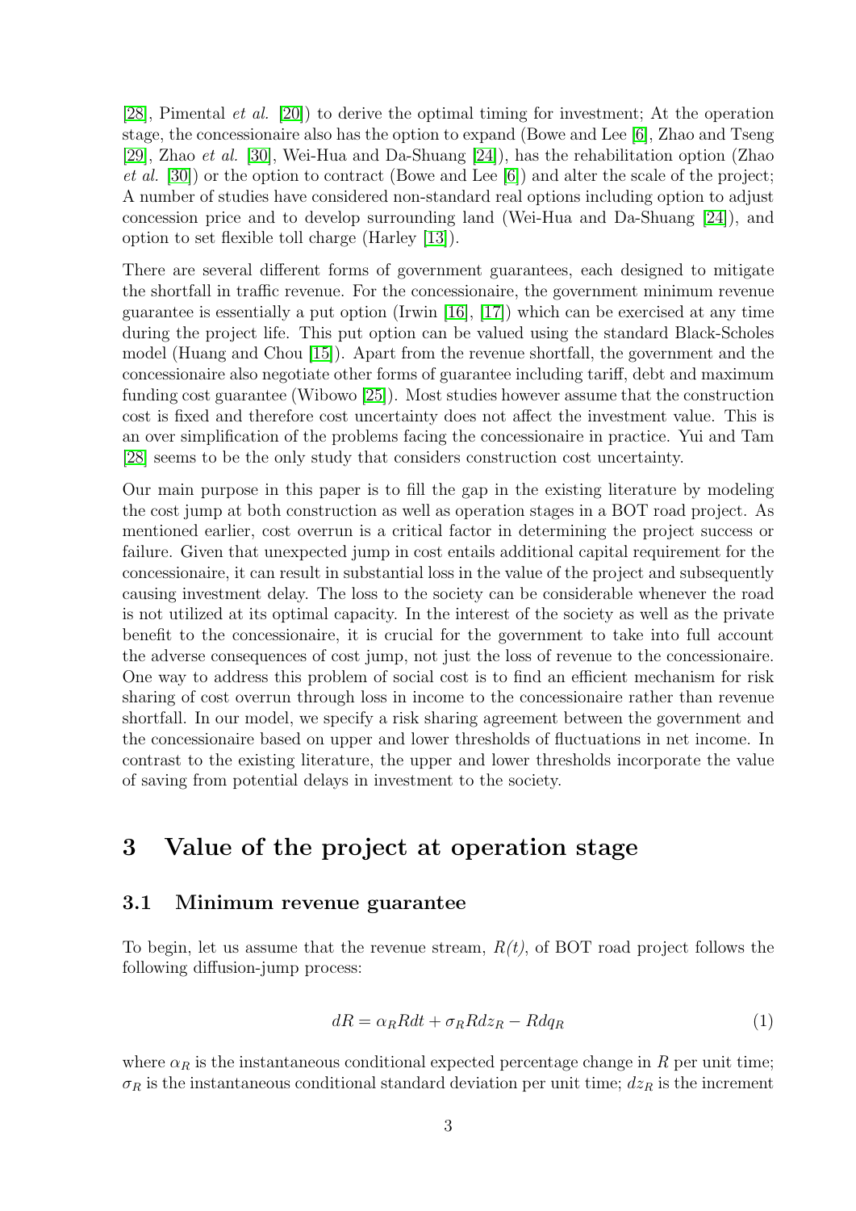[28], Pimental *et al.* [20]) to derive the optimal timing for investment; At the operation stage, the concessionaire also has the option to expand (Bowe and Lee [6], Zhao and Tseng [29], Zhao *et al.* [30], Wei-Hua and Da-Shuang [24]), has the rehabilitation option (Zhao *et al.* [30]) or the option to contract (Bowe and Lee [6]) and alter the scale of the project; A number of studies have considered non-standard real options including option to adjust concession price and to develop surrounding land (Wei-Hua and Da-Shuang [24]), and option to set flexible toll charge (Harley [13]).

There are several different forms of government guarantees, each designed to mitigate the shortfall in traffic revenue. For the concessionaire, the government minimum revenue guarantee is essentially a put option (Irwin [16], [17]) which can be exercised at any time during the project life. This put option can be valued using the standard Black-Scholes model (Huang and Chou [15]). Apart from the revenue shortfall, the government and the concessionaire also negotiate other forms of guarantee including tariff, debt and maximum funding cost guarantee (Wibowo [25]). Most studies however assume that the construction cost is fixed and therefore cost uncertainty does not affect the investment value. This is an over simplification of the problems facing the concessionaire in practice. Yui and Tam [28] seems to be the only study that considers construction cost uncertainty.

Our main purpose in this paper is to fill the gap in the existing literature by modeling the cost jump at both construction as well as operation stages in a BOT road project. As mentioned earlier, cost overrun is a critical factor in determining the project success or failure. Given that unexpected jump in cost entails additional capital requirement for the concessionaire, it can result in substantial loss in the value of the project and subsequently causing investment delay. The loss to the society can be considerable whenever the road is not utilized at its optimal capacity. In the interest of the society as well as the private benefit to the concessionaire, it is crucial for the government to take into full account the adverse consequences of cost jump, not just the loss of revenue to the concessionaire. One way to address this problem of social cost is to find an efficient mechanism for risk sharing of cost overrun through loss in income to the concessionaire rather than revenue shortfall. In our model, we specify a risk sharing agreement between the government and the concessionaire based on upper and lower thresholds of fluctuations in net income. In contrast to the existing literature, the upper and lower thresholds incorporate the value of saving from potential delays in investment to the society.

# 3 Value of the project at operation stage

## 3.1 Minimum revenue guarantee

To begin, let us assume that the revenue stream, $R(t)$, of BOT road project follows the following diffusion-jump process:

$$dR = \alpha_R R dt + \sigma_R R dz_R - R dq_R \tag{1}$$

where $\alpha_R$ is the instantaneous conditional expected percentage change in $R$ per unit time; $\sigma_R$ is the instantaneous conditional standard deviation per unit time; $dz_R$ is the increment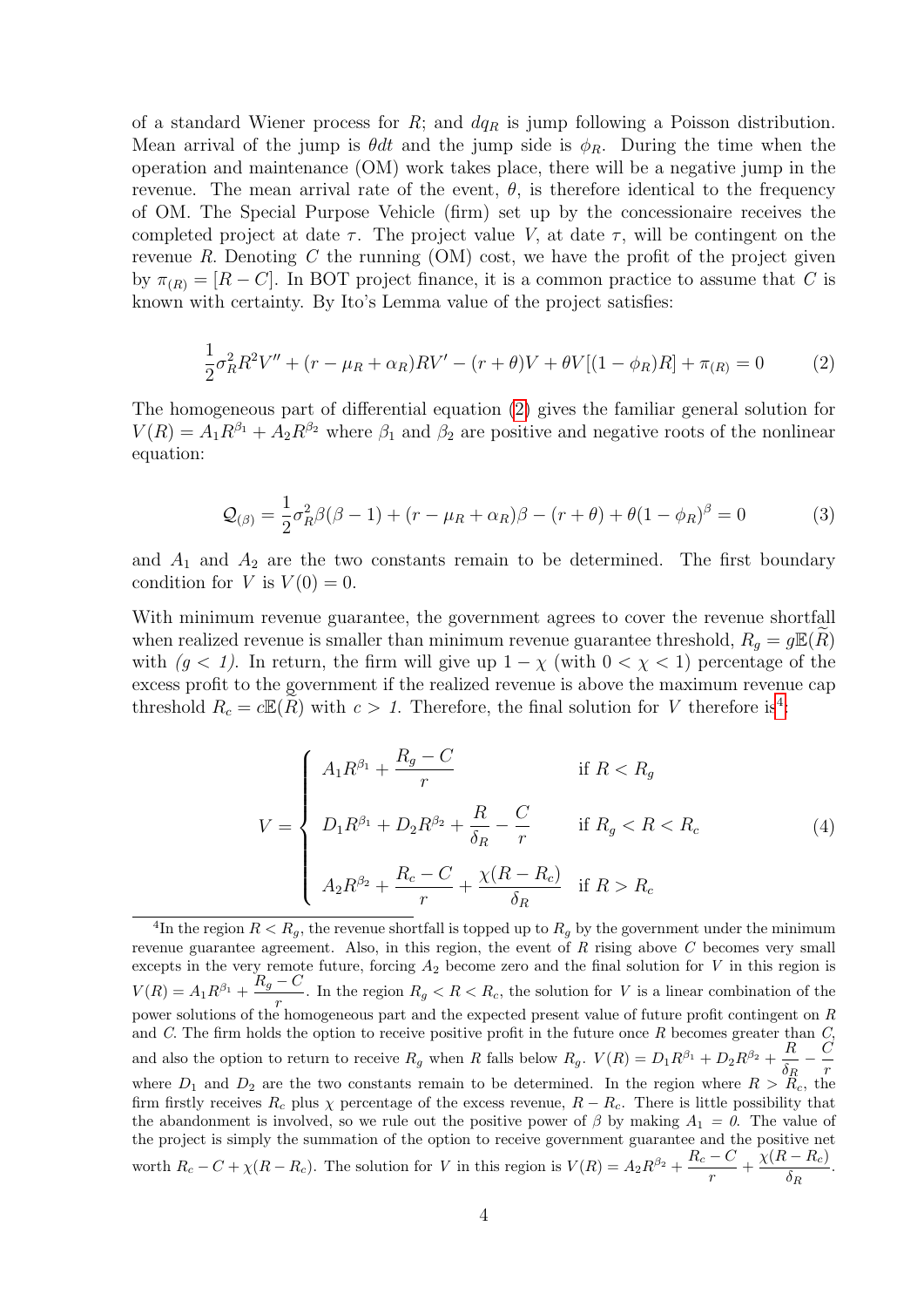of a standard Wiener process for $R$; and $dq_R$ is jump following a Poisson distribution. Mean arrival of the jump is $\theta dt$ and the jump side is $\phi_R$. During the time when the operation and maintenance (OM) work takes place, there will be a negative jump in the revenue. The mean arrival rate of the event, $\theta$, is therefore identical to the frequency of OM. The Special Purpose Vehicle (firm) set up by the concessionaire receives the completed project at date $\tau$. The project value $V$, at date $\tau$, will be contingent on the revenue $R$. Denoting $C$ the running (OM) cost, we have the profit of the project given by $\pi_{(R)} = [R - C]$. In BOT project finance, it is a common practice to assume that $C$ is known with certainty. By Ito's Lemma value of the project satisfies:

$$\frac{1}{2}\sigma_R^2 R^2 V'' + (r - \mu_R + \alpha_R)RV' - (r + \theta)V + \theta V[(1 - \phi_R)R] + \pi_{(R)} = 0 \tag{2}$$

The homogeneous part of differential equation (2) gives the familiar general solution for $V(R) = A_1 R^{\beta_1} + A_2 R^{\beta_2}$ where $\beta_1$ and $\beta_2$ are positive and negative roots of the nonlinear equation:

$$\mathcal{Q}_{(\beta)} = \frac{1}{2}\sigma_R^2 \beta(\beta - 1) + (r - \mu_R + \alpha_R)\beta - (r + \theta) + \theta(1 - \phi_R)^\beta = 0 \tag{3}$$

and $A_1$ and $A_2$ are the two constants remain to be determined. The first boundary condition for $V$ is $V(0) = 0$.

With minimum revenue guarantee, the government agrees to cover the revenue shortfall when realized revenue is smaller than minimum revenue guarantee threshold, $R_g = g\mathbb{E}(\widetilde{R})$ with *($g < 1$)*. In return, the firm will give up $1 - \chi$ (with $0 < \chi < 1$) percentage of the excess profit to the government if the realized revenue is above the maximum revenue cap threshold $R_c = c\mathbb{E}(\widetilde{R})$ with *$c > 1$*. Therefore, the final solution for $V$ therefore is[4]:

$$V = \begin{cases} A_1 R^{\beta_1} + \dfrac{R_g - C}{r} & \text{if } R < R_g \\[2ex] D_1 R^{\beta_1} + D_2 R^{\beta_2} + \dfrac{R}{\delta_R} - \dfrac{C}{r} & \text{if } R_g < R < R_c \\[2ex] A_2 R^{\beta_2} + \dfrac{R_c - C}{r} + \dfrac{\chi(R - R_c)}{\delta_R} & \text{if } R > R_c \end{cases} \tag{4}$$

[4]In the region $R < R_g$, the revenue shortfall is topped up to $R_g$ by the government under the minimum revenue guarantee agreement. Also, in this region, the event of $R$ rising above $C$ becomes very small excepts in the very remote future, forcing $A_2$ become zero and the final solution for $V$ in this region is $V(R) = A_1 R^{\beta_1} + \dfrac{R_g - C}{r}$. In the region $R_g < R < R_c$, the solution for $V$ is a linear combination of the power solutions of the homogeneous part and the expected present value of future profit contingent on $R$ and $C$. The firm holds the option to receive positive profit in the future once $R$ becomes greater than $C$, and also the option to return to receive $R_g$ when $R$ falls below $R_g$. $V(R) = D_1 R^{\beta_1} + D_2 R^{\beta_2} + \dfrac{R}{\delta_R} - \dfrac{C}{r}$ where $D_1$ and $D_2$ are the two constants remain to be determined. In the region where $R > R_c$, the firm firstly receives $R_c$ plus $\chi$ percentage of the excess revenue, $R - R_c$. There is little possibility that the abandonment is involved, so we rule out the positive power of $\beta$ by making *$A_1 = 0$*. The value of the project is simply the summation of the option to receive government guarantee and the positive net worth $R_c - C + \chi(R - R_c)$. The solution for $V$ in this region is $V(R) = A_2 R^{\beta_2} + \dfrac{R_c - C}{r} + \dfrac{\chi(R - R_c)}{\delta_R}$.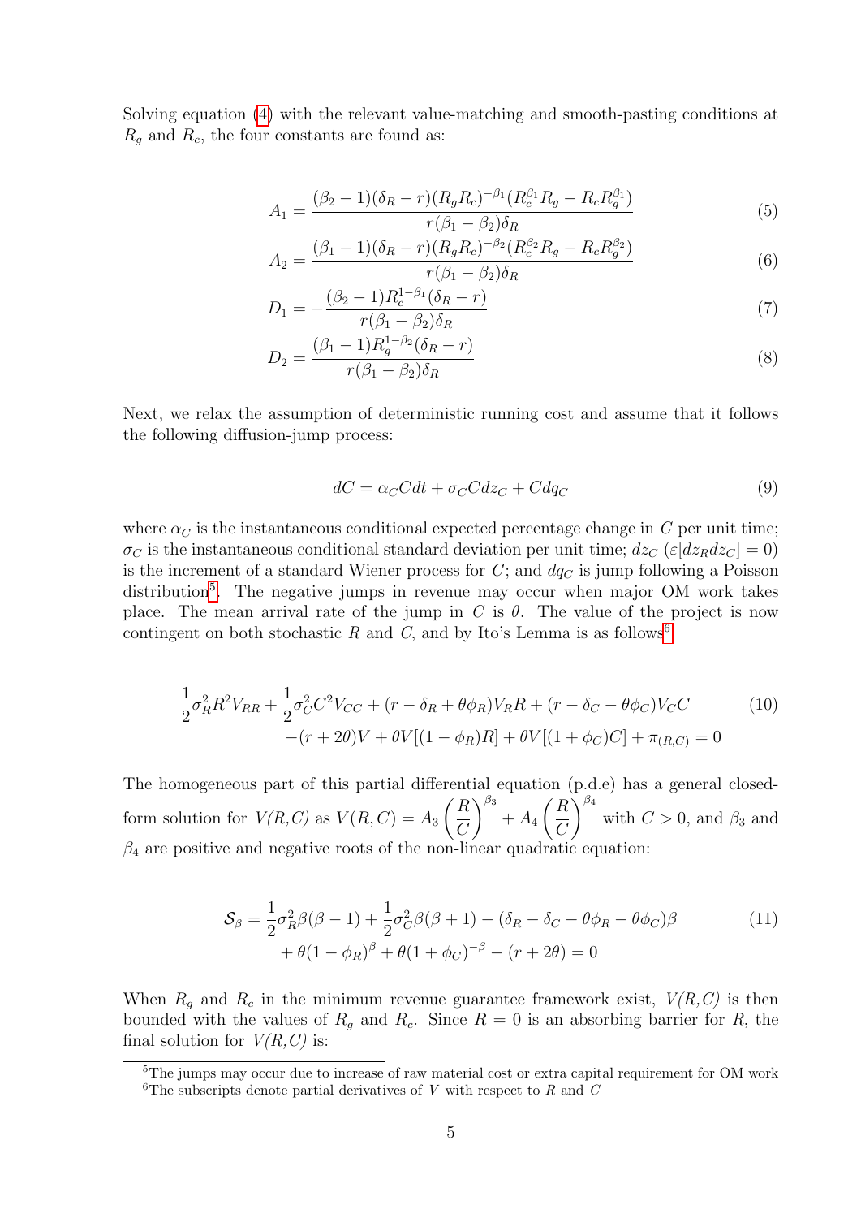Solving equation (4) with the relevant value-matching and smooth-pasting conditions at $R_g$ and $R_c$, the four constants are found as:

$$A_1 = \frac{(\beta_2 - 1)(\delta_R - r)(R_g R_c)^{-\beta_1}(R_c^{\beta_1} R_g - R_c R_g^{\beta_1})}{r(\beta_1 - \beta_2)\delta_R} \tag{5}$$

$$A_2 = \frac{(\beta_1 - 1)(\delta_R - r)(R_g R_c)^{-\beta_2}(R_c^{\beta_2} R_g - R_c R_g^{\beta_2})}{r(\beta_1 - \beta_2)\delta_R} \tag{6}$$

$$D_1 = -\frac{(\beta_2 - 1)R_c^{1-\beta_1}(\delta_R - r)}{r(\beta_1 - \beta_2)\delta_R} \tag{7}$$

$$D_2 = \frac{(\beta_1 - 1)R_g^{1-\beta_2}(\delta_R - r)}{r(\beta_1 - \beta_2)\delta_R} \tag{8}$$

Next, we relax the assumption of deterministic running cost and assume that it follows the following diffusion-jump process:

$$dC = \alpha_C C dt + \sigma_C C dz_C + C dq_C \tag{9}$$

where $\alpha_C$ is the instantaneous conditional expected percentage change in $C$ per unit time; $\sigma_C$ is the instantaneous conditional standard deviation per unit time; $dz_C$ ($\varepsilon[dz_R dz_C] = 0$) is the increment of a standard Wiener process for $C$; and $dq_C$ is jump following a Poisson distribution[5]. The negative jumps in revenue may occur when major OM work takes place. The mean arrival rate of the jump in $C$ is $\theta$. The value of the project is now contingent on both stochastic $R$ and $C$, and by Ito's Lemma is as follows[6]:

$$\begin{aligned} \frac{1}{2}\sigma_R^2 R^2 V_{RR} + \frac{1}{2}\sigma_C^2 C^2 V_{CC} + (r - \delta_R + \theta\phi_R)V_R R + (r - \delta_C - \theta\phi_C)V_C C \\ -(r + 2\theta)V + \theta V[(1 - \phi_R)R] + \theta V[(1 + \phi_C)C] + \pi_{(R,C)} = 0 \end{aligned} \tag{10}$$

The homogeneous part of this partial differential equation (p.d.e) has a general closed-form solution for $V(R,C)$ as $V(R,C) = A_3 \left(\frac{R}{C}\right)^{\beta_3} + A_4 \left(\frac{R}{C}\right)^{\beta_4}$ with $C > 0$, and $\beta_3$ and $\beta_4$ are positive and negative roots of the non-linear quadratic equation:

$$\begin{aligned} \mathcal{S}_\beta = \frac{1}{2}\sigma_R^2 \beta(\beta - 1) + \frac{1}{2}\sigma_C^2 \beta(\beta + 1) - (\delta_R - \delta_C - \theta\phi_R - \theta\phi_C)\beta \\ + \theta(1 - \phi_R)^\beta + \theta(1 + \phi_C)^{-\beta} - (r + 2\theta) = 0 \end{aligned} \tag{11}$$

When $R_g$ and $R_c$ in the minimum revenue guarantee framework exist, $V(R,C)$ is then bounded with the values of $R_g$ and $R_c$. Since $R = 0$ is an absorbing barrier for $R$, the final solution for $V(R,C)$ is:

[5] The jumps may occur due to increase of raw material cost or extra capital requirement for OM work

[6] The subscripts denote partial derivatives of $V$ with respect to $R$ and $C$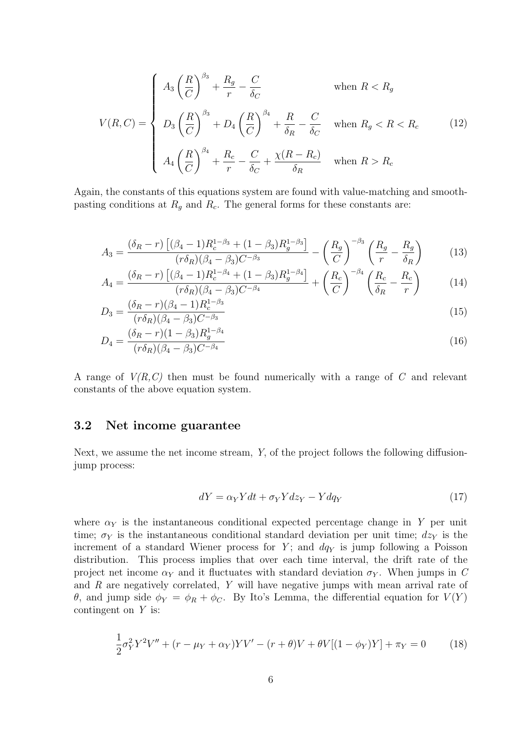$$
V(R,C) = \begin{cases} A_3\left(\dfrac{R}{C}\right)^{\beta_3} + \dfrac{R_g}{r} - \dfrac{C}{\delta_C} & \text{when } R < R_g \\[2ex] D_3\left(\dfrac{R}{C}\right)^{\beta_3} + D_4\left(\dfrac{R}{C}\right)^{\beta_4} + \dfrac{R}{\delta_R} - \dfrac{C}{\delta_C} & \text{when } R_g < R < R_c \\[2ex] A_4\left(\dfrac{R}{C}\right)^{\beta_4} + \dfrac{R_c}{r} - \dfrac{C}{\delta_C} + \dfrac{\chi(R-R_c)}{\delta_R} & \text{when } R > R_c \end{cases} \tag{12}
$$

Again, the constants of this equations system are found with value-matching and smooth-pasting conditions at $R_g$ and $R_c$. The general forms for these constants are:

$$
A_3 = \frac{(\delta_R - r)\left[(\beta_4 - 1)R_c^{1-\beta_3} + (1-\beta_3)R_g^{1-\beta_3}\right]}{(r\delta_R)(\beta_4 - \beta_3)C^{-\beta_3}} - \left(\frac{R_g}{C}\right)^{-\beta_3}\left(\frac{R_g}{r} - \frac{R_g}{\delta_R}\right) \tag{13}
$$

$$
A_4 = \frac{(\delta_R - r)\left[(\beta_4 - 1)R_c^{1-\beta_4} + (1-\beta_3)R_g^{1-\beta_4}\right]}{(r\delta_R)(\beta_4 - \beta_3)C^{-\beta_4}} + \left(\frac{R_c}{C}\right)^{-\beta_4}\left(\frac{R_c}{\delta_R} - \frac{R_c}{r}\right) \tag{14}
$$

$$
D_3 = \frac{(\delta_R - r)(\beta_4 - 1)R_c^{1-\beta_3}}{(r\delta_R)(\beta_4 - \beta_3)C^{-\beta_3}} \tag{15}
$$

$$
D_4 = \frac{(\delta_R - r)(1-\beta_3)R_g^{1-\beta_4}}{(r\delta_R)(\beta_4 - \beta_3)C^{-\beta_4}} \tag{16}
$$

A range of *V(R,C)* then must be found numerically with a range of $C$ and relevant constants of the above equation system.

## 3.2 Net income guarantee

Next, we assume the net income stream, $Y$, of the project follows the following diffusion-jump process:

$$
dY = \alpha_Y Y dt + \sigma_Y Y dz_Y - Y dq_Y \tag{17}
$$

where $\alpha_Y$ is the instantaneous conditional expected percentage change in $Y$ per unit time; $\sigma_Y$ is the instantaneous conditional standard deviation per unit time; $dz_Y$ is the increment of a standard Wiener process for $Y$; and $dq_Y$ is jump following a Poisson distribution. This process implies that over each time interval, the drift rate of the project net income $\alpha_Y$ and it fluctuates with standard deviation $\sigma_Y$. When jumps in $C$ and $R$ are negatively correlated, $Y$ will have negative jumps with mean arrival rate of $\theta$, and jump side $\phi_Y = \phi_R + \phi_C$. By Ito's Lemma, the differential equation for $V(Y)$ contingent on $Y$ is:

$$
\frac{1}{2}\sigma_Y^2 Y^2 V'' + (r - \mu_Y + \alpha_Y)YV' - (r+\theta)V + \theta V[(1-\phi_Y)Y] + \pi_Y = 0 \tag{18}
$$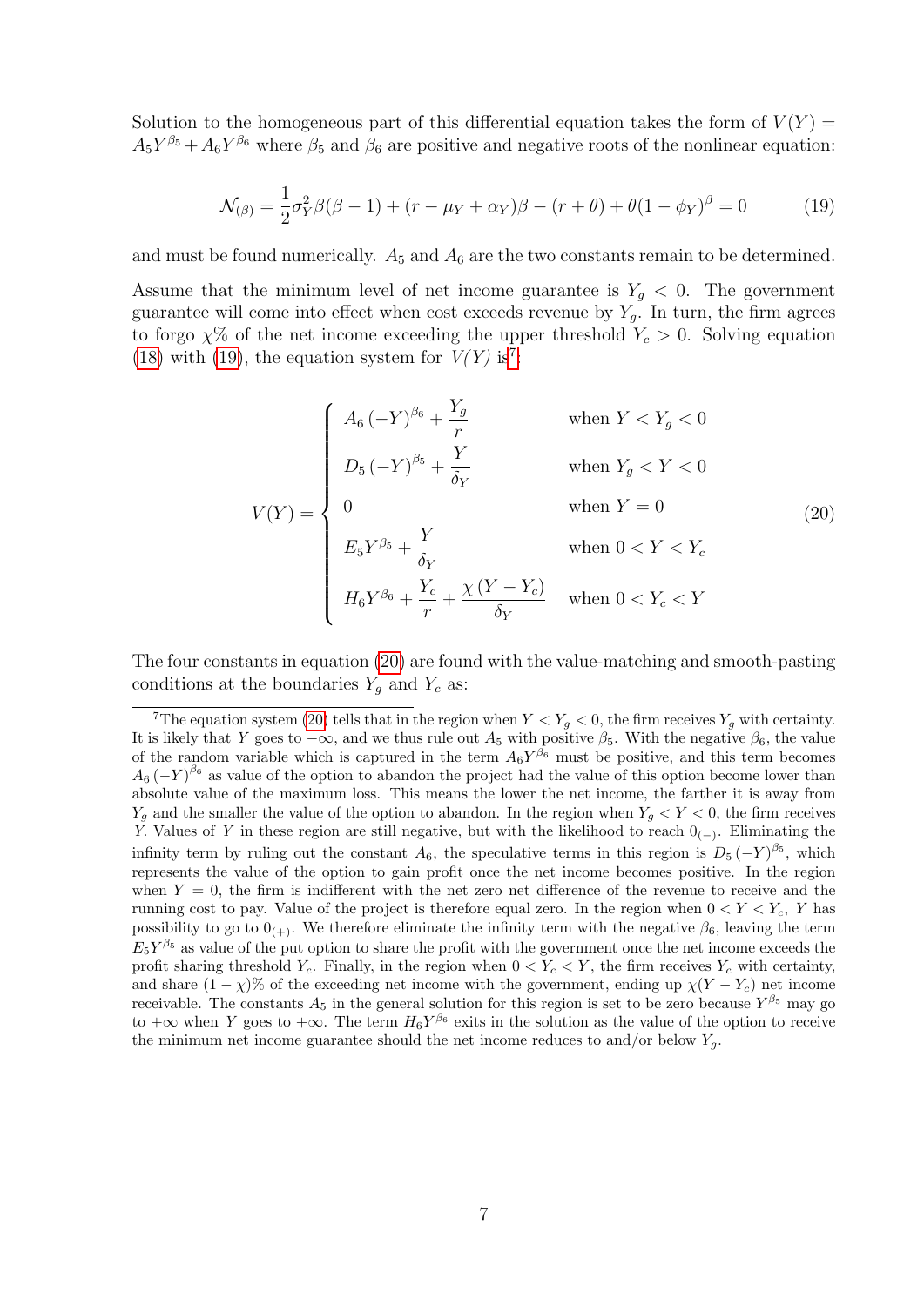Solution to the homogeneous part of this differential equation takes the form of $V(Y) = A_5 Y^{\beta_5} + A_6 Y^{\beta_6}$ where $\beta_5$ and $\beta_6$ are positive and negative roots of the nonlinear equation:

$$\mathcal{N}_{(\beta)} = \frac{1}{2}\sigma_Y^2 \beta(\beta - 1) + (r - \mu_Y + \alpha_Y)\beta - (r + \theta) + \theta(1 - \phi_Y)^{\beta} = 0 \tag{19}$$

and must be found numerically. $A_5$ and $A_6$ are the two constants remain to be determined.

Assume that the minimum level of net income guarantee is $Y_g < 0$. The government guarantee will come into effect when cost exceeds revenue by $Y_g$. In turn, the firm agrees to forgo $\chi$% of the net income exceeding the upper threshold $Y_c > 0$. Solving equation (18) with (19), the equation system for *V(Y)* is[7]:

$$V(Y) = \begin{cases} A_6\left(-Y\right)^{\beta_6} + \dfrac{Y_g}{r} & \text{when } Y < Y_g < 0 \\ D_5\left(-Y\right)^{\beta_5} + \dfrac{Y}{\delta_Y} & \text{when } Y_g < Y < 0 \\ 0 & \text{when } Y = 0 \\ E_5 Y^{\beta_5} + \dfrac{Y}{\delta_Y} & \text{when } 0 < Y < Y_c \\ H_6 Y^{\beta_6} + \dfrac{Y_c}{r} + \dfrac{\chi\left(Y - Y_c\right)}{\delta_Y} & \text{when } 0 < Y_c < Y \end{cases} \tag{20}$$

The four constants in equation (20) are found with the value-matching and smooth-pasting conditions at the boundaries $Y_g$ and $Y_c$ as:

[7] The equation system (20) tells that in the region when $Y < Y_g < 0$, the firm receives $Y_g$ with certainty. It is likely that $Y$ goes to $-\infty$, and we thus rule out $A_5$ with positive $\beta_5$. With the negative $\beta_6$, the value of the random variable which is captured in the term $A_6 Y^{\beta_6}$ must be positive, and this term becomes $A_6\left(-Y\right)^{\beta_6}$ as value of the option to abandon the project had the value of this option become lower than absolute value of the maximum loss. This means the lower the net income, the farther it is away from $Y_g$ and the smaller the value of the option to abandon. In the region when $Y_g < Y < 0$, the firm receives $Y$. Values of $Y$ in these region are still negative, but with the likelihood to reach $0_{(-)}$. Eliminating the infinity term by ruling out the constant $A_6$, the speculative terms in this region is $D_5\left(-Y\right)^{\beta_5}$, which represents the value of the option to gain profit once the net income becomes positive. In the region when $Y = 0$, the firm is indifferent with the net zero net difference of the revenue to receive and the running cost to pay. Value of the project is therefore equal zero. In the region when $0 < Y < Y_c$, $Y$ has possibility to go to $0_{(+)}$. We therefore eliminate the infinity term with the negative $\beta_6$, leaving the term $E_5 Y^{\beta_5}$ as value of the put option to share the profit with the government once the net income exceeds the profit sharing threshold $Y_c$. Finally, in the region when $0 < Y_c < Y$, the firm receives $Y_c$ with certainty, and share $(1 - \chi)$% of the exceeding net income with the government, ending up $\chi(Y - Y_c)$ net income receivable. The constants $A_5$ in the general solution for this region is set to be zero because $Y^{\beta_5}$ may go to $+\infty$ when $Y$ goes to $+\infty$. The term $H_6 Y^{\beta_6}$ exits in the solution as the value of the option to receive the minimum net income guarantee should the net income reduces to and/or below $Y_g$.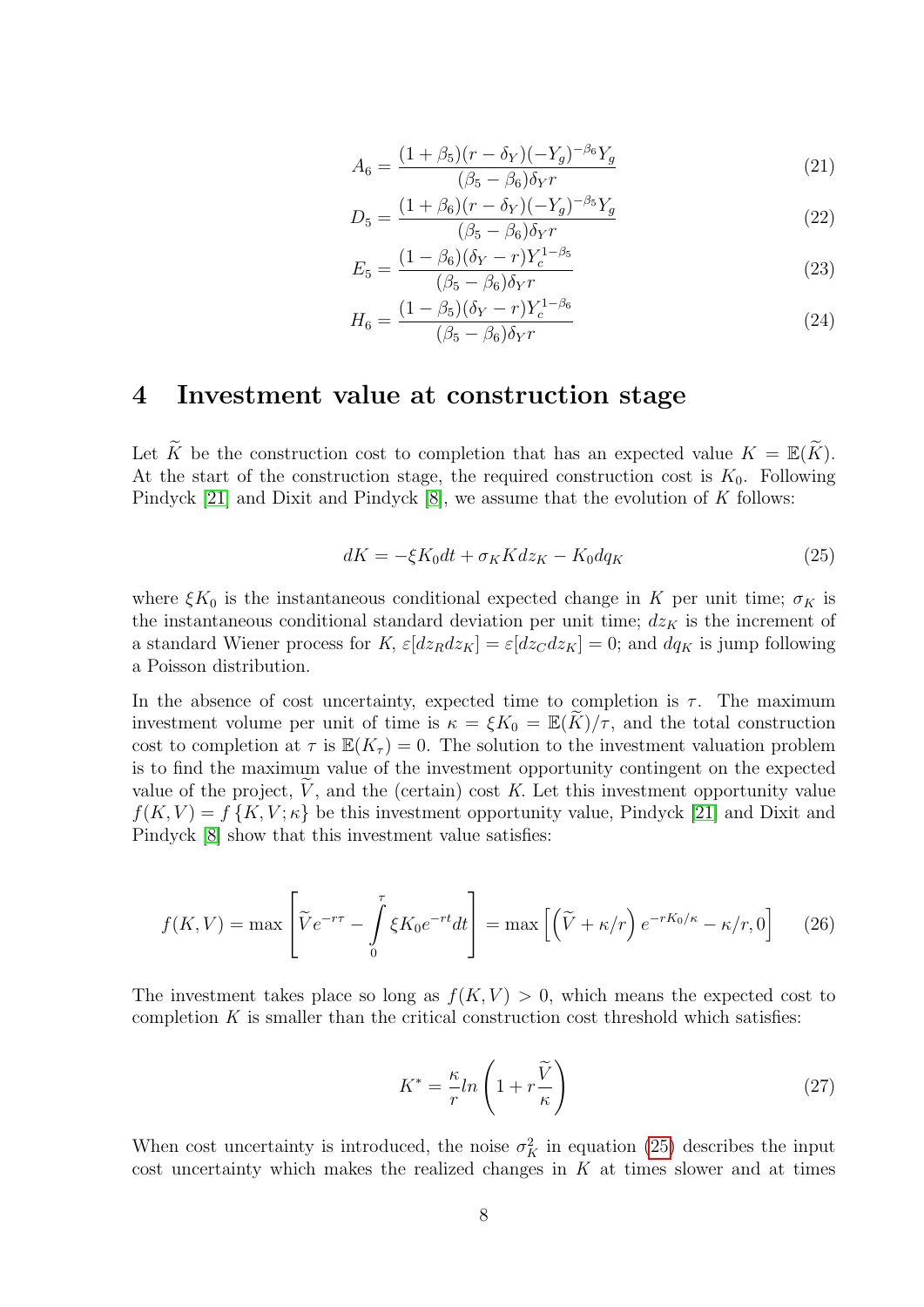$$A_6 = \frac{(1+\beta_5)(r-\delta_Y)(-Y_g)^{-\beta_6} Y_g}{(\beta_5 - \beta_6)\delta_Y r} \tag{21}$$

$$D_5 = \frac{(1+\beta_6)(r-\delta_Y)(-Y_g)^{-\beta_5} Y_g}{(\beta_5 - \beta_6)\delta_Y r} \tag{22}$$

$$E_5 = \frac{(1-\beta_6)(\delta_Y - r)Y_c^{1-\beta_5}}{(\beta_5 - \beta_6)\delta_Y r} \tag{23}$$

$$H_6 = \frac{(1-\beta_5)(\delta_Y - r)Y_c^{1-\beta_6}}{(\beta_5 - \beta_6)\delta_Y r} \tag{24}$$

# 4 Investment value at construction stage

Let $\widetilde{K}$ be the construction cost to completion that has an expected value $K = \mathbb{E}(\widetilde{K})$. At the start of the construction stage, the required construction cost is $K_0$. Following Pindyck [21] and Dixit and Pindyck [8], we assume that the evolution of $K$ follows:

$$dK = -\xi K_0 dt + \sigma_K K dz_K - K_0 dq_K \tag{25}$$

where $\xi K_0$ is the instantaneous conditional expected change in $K$ per unit time; $\sigma_K$ is the instantaneous conditional standard deviation per unit time; $dz_K$ is the increment of a standard Wiener process for $K$, $\varepsilon[dz_R dz_K] = \varepsilon[dz_C dz_K] = 0$; and $dq_K$ is jump following a Poisson distribution.

In the absence of cost uncertainty, expected time to completion is $\tau$. The maximum investment volume per unit of time is $\kappa = \xi K_0 = \mathbb{E}(\widetilde{K})/\tau$, and the total construction cost to completion at $\tau$ is $\mathbb{E}(K_\tau) = 0$. The solution to the investment valuation problem is to find the maximum value of the investment opportunity contingent on the expected value of the project, $\widetilde{V}$, and the (certain) cost $K$. Let this investment opportunity value $f(K,V) = f\{K, V; \kappa\}$ be this investment opportunity value, Pindyck [21] and Dixit and Pindyck [8] show that this investment value satisfies:

$$f(K,V) = \max\left[\widetilde{V}e^{-r\tau} - \int_0^\tau \xi K_0 e^{-rt} dt\right] = \max\left[\left(\widetilde{V} + \kappa/r\right)e^{-rK_0/\kappa} - \kappa/r, 0\right] \tag{26}$$

The investment takes place so long as $f(K,V) > 0$, which means the expected cost to completion $K$ is smaller than the critical construction cost threshold which satisfies:

$$K^* = \frac{\kappa}{r} ln\left(1 + r\frac{\widetilde{V}}{\kappa}\right) \tag{27}$$

When cost uncertainty is introduced, the noise $\sigma_K^2$ in equation (25) describes the input cost uncertainty which makes the realized changes in $K$ at times slower and at times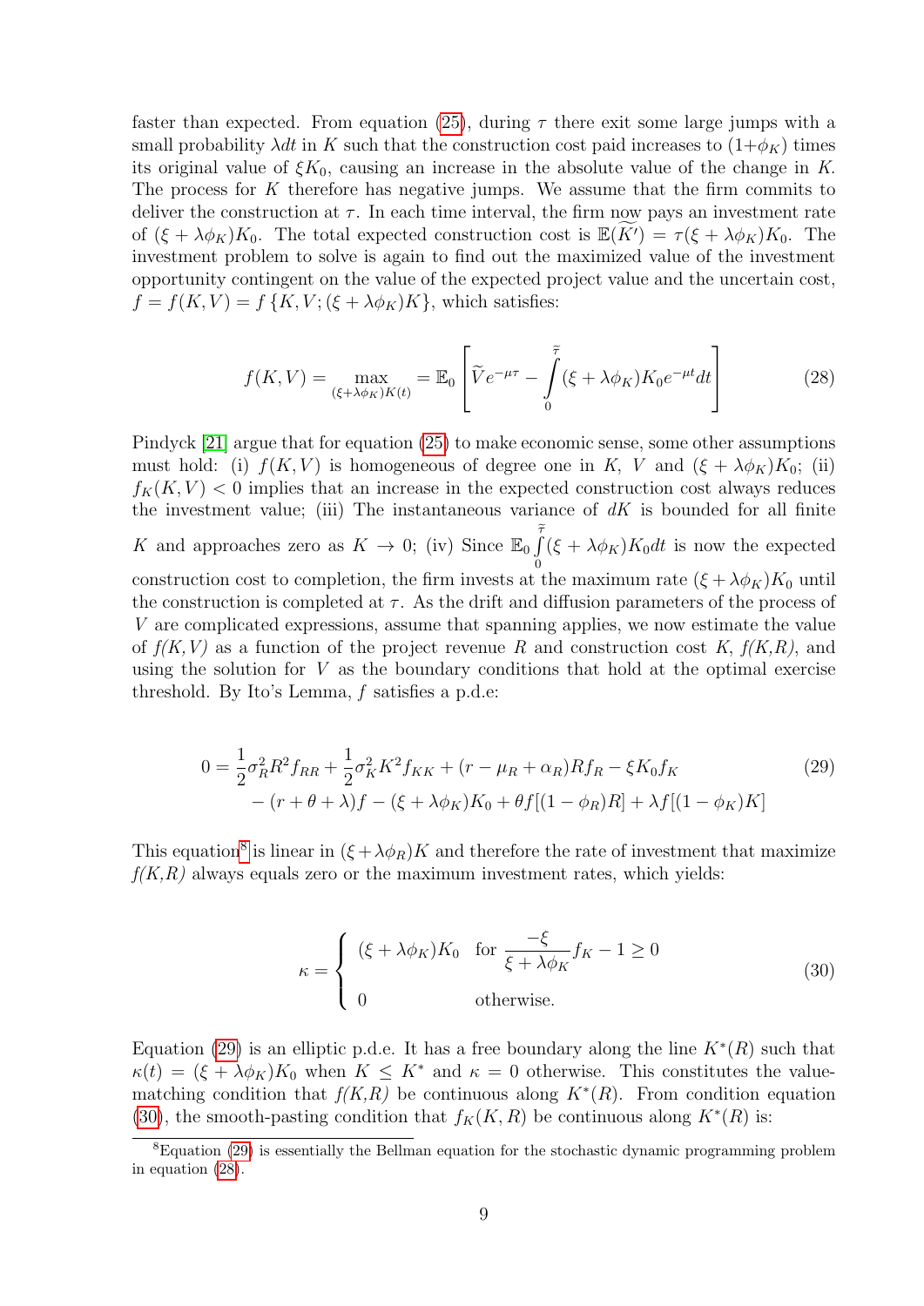faster than expected. From equation (25), during $\tau$ there exit some large jumps with a small probability $\lambda dt$ in $K$ such that the construction cost paid increases to $(1+\phi_K)$ times its original value of $\xi K_0$, causing an increase in the absolute value of the change in $K$. The process for $K$ therefore has negative jumps. We assume that the firm commits to deliver the construction at $\tau$. In each time interval, the firm now pays an investment rate of $(\xi + \lambda\phi_K)K_0$. The total expected construction cost is $\mathbb{E}(\widetilde{K'}) = \tau(\xi + \lambda\phi_K)K_0$. The investment problem to solve is again to find out the maximized value of the investment opportunity contingent on the value of the expected project value and the uncertain cost, $f = f(K,V) = f\{K, V; (\xi + \lambda\phi_K)K\}$, which satisfies:

$$f(K,V) = \max_{(\xi+\lambda\phi_K)K(t)} = \mathbb{E}_0 \left[ \widetilde{V} e^{-\mu\tau} - \int_0^{\widetilde{\tau}} (\xi + \lambda\phi_K)K_0 e^{-\mu t} dt \right] \tag{28}$$

Pindyck [21] argue that for equation (25) to make economic sense, some other assumptions must hold: (i) $f(K,V)$ is homogeneous of degree one in $K$, $V$ and $(\xi + \lambda\phi_K)K_0$; (ii) $f_K(K,V) < 0$ implies that an increase in the expected construction cost always reduces the investment value; (iii) The instantaneous variance of $dK$ is bounded for all finite $K$ and approaches zero as $K \to 0$; (iv) Since $\mathbb{E}_0 \int_0^{\widetilde{\tau}} (\xi + \lambda\phi_K)K_0 dt$ is now the expected construction cost to completion, the firm invests at the maximum rate $(\xi + \lambda\phi_K)K_0$ until the construction is completed at $\tau$. As the drift and diffusion parameters of the process of $V$ are complicated expressions, assume that spanning applies, we now estimate the value of *f(K,V)* as a function of the project revenue $R$ and construction cost $K$, *f(K,R)*, and using the solution for $V$ as the boundary conditions that hold at the optimal exercise threshold. By Ito's Lemma, $f$ satisfies a p.d.e:

$$\begin{aligned} 0 = &\frac{1}{2}\sigma_R^2 R^2 f_{RR} + \frac{1}{2}\sigma_K^2 K^2 f_{KK} + (r - \mu_R + \alpha_R) R f_R - \xi K_0 f_K \\ &- (r + \theta + \lambda) f - (\xi + \lambda\phi_K)K_0 + \theta f[(1-\phi_R)R] + \lambda f[(1-\phi_K)K] \end{aligned} \tag{29}$$

This equation[8] is linear in $(\xi + \lambda\phi_R)K$ and therefore the rate of investment that maximize *f(K,R)* always equals zero or the maximum investment rates, which yields:

$$\kappa = \begin{cases} (\xi + \lambda\phi_K)K_0 & \text{for } \dfrac{-\xi}{\xi + \lambda\phi_K} f_K - 1 \geq 0 \\ 0 & \text{otherwise.} \end{cases} \tag{30}$$

Equation (29) is an elliptic p.d.e. It has a free boundary along the line $K^*(R)$ such that $\kappa(t) = (\xi + \lambda\phi_K)K_0$ when $K \leq K^*$ and $\kappa = 0$ otherwise. This constitutes the value-matching condition that *f(K,R)* be continuous along $K^*(R)$. From condition equation (30), the smooth-pasting condition that $f_K(K,R)$ be continuous along $K^*(R)$ is:

[8] Equation (29) is essentially the Bellman equation for the stochastic dynamic programming problem in equation (28).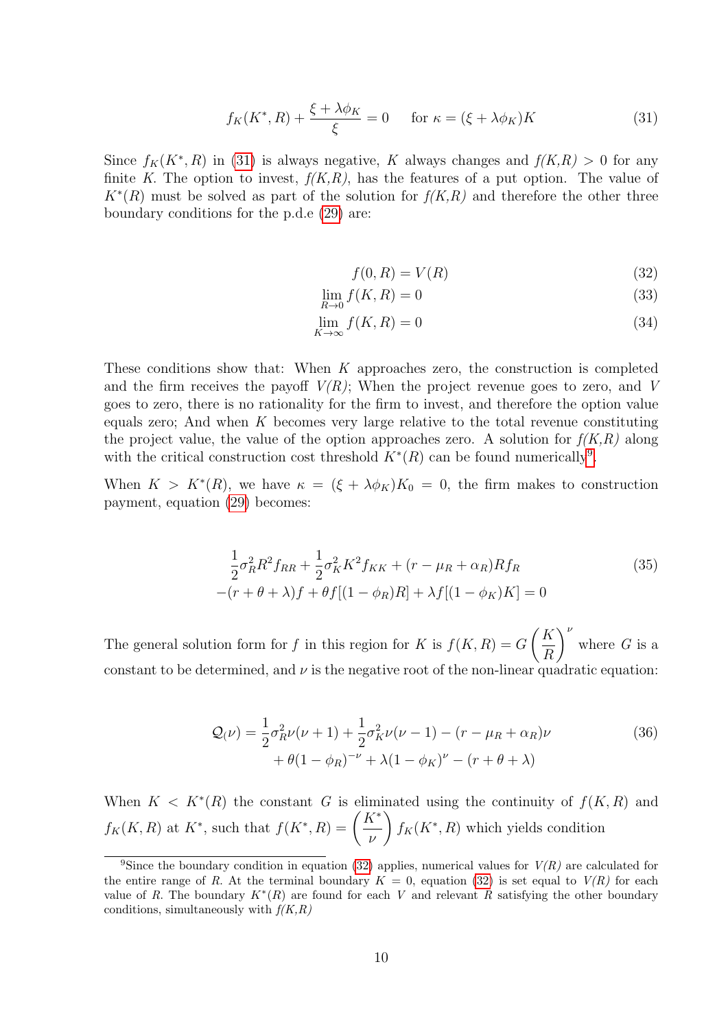$$
f_K(K^*, R) + \frac{\xi + \lambda\phi_K}{\xi} = 0 \quad \text{for } \kappa = (\xi + \lambda\phi_K)K \tag{31}
$$

Since $f_K(K^*, R)$ in (31) is always negative, $K$ always changes and *f(K,R)* > 0 for any finite $K$. The option to invest, *f(K,R)*, has the features of a put option. The value of $K^*(R)$ must be solved as part of the solution for *f(K,R)* and therefore the other three boundary conditions for the p.d.e (29) are:

$$
f(0, R) = V(R) \tag{32}
$$

$$
\lim_{R \to 0} f(K, R) = 0 \tag{33}
$$

$$
\lim_{K \to \infty} f(K, R) = 0 \tag{34}
$$

These conditions show that: When $K$ approaches zero, the construction is completed and the firm receives the payoff *V(R)*; When the project revenue goes to zero, and $V$ goes to zero, there is no rationality for the firm to invest, and therefore the option value equals zero; And when $K$ becomes very large relative to the total revenue constituting the project value, the value of the option approaches zero. A solution for *f(K,R)* along with the critical construction cost threshold $K^*(R)$ can be found numerically[9].

When $K > K^*(R)$, we have $\kappa = (\xi + \lambda\phi_K)K_0 = 0$, the firm makes to construction payment, equation (29) becomes:

$$
\begin{aligned}
&\frac{1}{2}\sigma_R^2 R^2 f_{RR} + \frac{1}{2}\sigma_K^2 K^2 f_{KK} + (r - \mu_R + \alpha_R) R f_R \\
&-(r + \theta + \lambda) f + \theta f[(1 - \phi_R)R] + \lambda f[(1 - \phi_K)K] = 0
\end{aligned} \tag{35}
$$

The general solution form for $f$ in this region for $K$ is $f(K, R) = G\left(\frac{K}{R}\right)^\nu$ where $G$ is a constant to be determined, and $\nu$ is the negative root of the non-linear quadratic equation:

$$
\begin{aligned}
\mathcal{Q}_(\nu) = &\frac{1}{2}\sigma_R^2 \nu(\nu + 1) + \frac{1}{2}\sigma_K^2 \nu(\nu - 1) - (r - \mu_R + \alpha_R)\nu \\
&+ \theta(1 - \phi_R)^{-\nu} + \lambda(1 - \phi_K)^\nu - (r + \theta + \lambda)
\end{aligned} \tag{36}
$$

When $K < K^*(R)$ the constant $G$ is eliminated using the continuity of $f(K, R)$ and $f_K(K, R)$ at $K^*$, such that $f(K^*, R) = \left(\frac{K^*}{\nu}\right) f_K(K^*, R)$ which yields condition

[9] Since the boundary condition in equation (32) applies, numerical values for *V(R)* are calculated for the entire range of *R*. At the terminal boundary $K = 0$, equation (32) is set equal to *V(R)* for each value of *R*. The boundary $K^*(R)$ are found for each $V$ and relevant $R$ satisfying the other boundary conditions, simultaneously with *f(K,R)*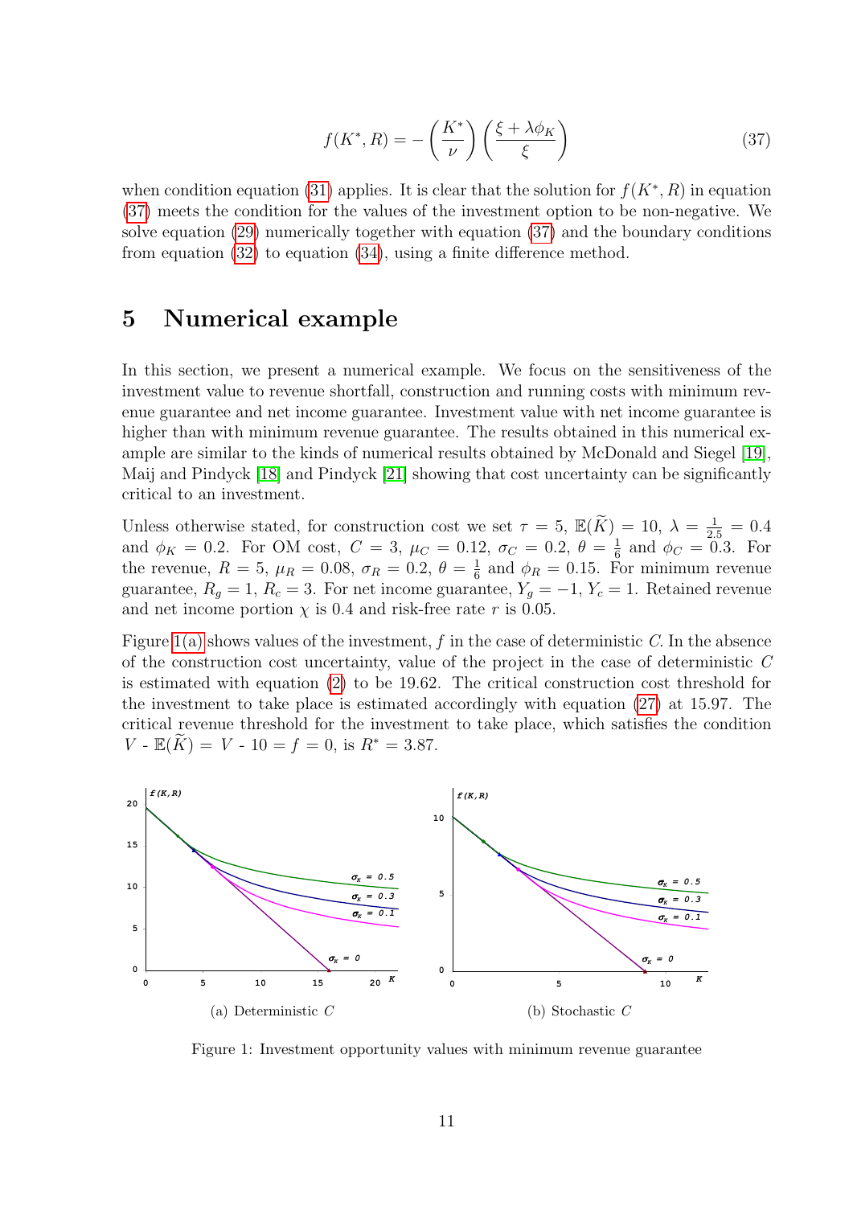$$f(K^*, R) = -\left(\frac{K^*}{\nu}\right)\left(\frac{\xi + \lambda\phi_K}{\xi}\right) \tag{37}$$

when condition equation (31) applies. It is clear that the solution for $f(K^*, R)$ in equation (37) meets the condition for the values of the investment option to be non-negative. We solve equation (29) numerically together with equation (37) and the boundary conditions from equation (32) to equation (34), using a finite difference method.

# 5 Numerical example

In this section, we present a numerical example. We focus on the sensitiveness of the investment value to revenue shortfall, construction and running costs with minimum revenue guarantee and net income guarantee. Investment value with net income guarantee is higher than with minimum revenue guarantee. The results obtained in this numerical example are similar to the kinds of numerical results obtained by McDonald and Siegel [19], Maij and Pindyck [18] and Pindyck [21] showing that cost uncertainty can be significantly critical to an investment.

Unless otherwise stated, for construction cost we set $\tau = 5$, $\mathbb{E}(\widetilde{K}) = 10$, $\lambda = \frac{1}{2.5} = 0.4$ and $\phi_K = 0.2$. For OM cost, $C = 3$, $\mu_C = 0.12$, $\sigma_C = 0.2$, $\theta = \frac{1}{6}$ and $\phi_C = 0.3$. For the revenue, $R = 5$, $\mu_R = 0.08$, $\sigma_R = 0.2$, $\theta = \frac{1}{6}$ and $\phi_R = 0.15$. For minimum revenue guarantee, $R_g = 1$, $R_c = 3$. For net income guarantee, $Y_g = -1$, $Y_c = 1$. Retained revenue and net income portion $\chi$ is 0.4 and risk-free rate $r$ is 0.05.

Figure 1(a) shows values of the investment, $f$ in the case of deterministic $C$. In the absence of the construction cost uncertainty, value of the project in the case of deterministic $C$ is estimated with equation (2) to be 19.62. The critical construction cost threshold for the investment to take place is estimated accordingly with equation (27) at 15.97. The critical revenue threshold for the investment to take place, which satisfies the condition $V$ - $\mathbb{E}(\widetilde{K})$ = $V$ - 10 = $f$ = 0, is $R^* = 3.87$.

(a) Deterministic $C$

(b) Stochastic $C$

Figure 1: Investment opportunity values with minimum revenue guarantee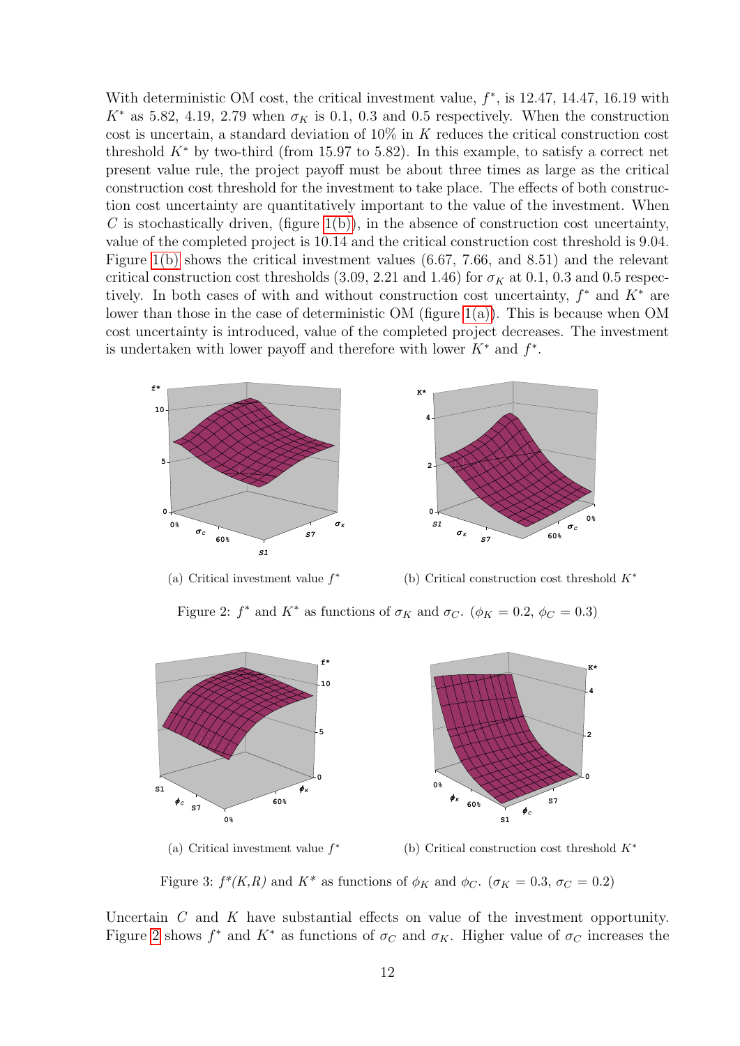With deterministic OM cost, the critical investment value, $f^*$, is 12.47, 14.47, 16.19 with $K^*$ as 5.82, 4.19, 2.79 when $\sigma_K$ is 0.1, 0.3 and 0.5 respectively. When the construction cost is uncertain, a standard deviation of 10% in $K$ reduces the critical construction cost threshold $K^*$ by two-third (from 15.97 to 5.82). In this example, to satisfy a correct net present value rule, the project payoff must be about three times as large as the critical construction cost threshold for the investment to take place. The effects of both construction cost uncertainty are quantitatively important to the value of the investment. When $C$ is stochastically driven, (figure 1(b)), in the absence of construction cost uncertainty, value of the completed project is 10.14 and the critical construction cost threshold is 9.04. Figure 1(b) shows the critical investment values (6.67, 7.66, and 8.51) and the relevant critical construction cost thresholds (3.09, 2.21 and 1.46) for $\sigma_K$ at 0.1, 0.3 and 0.5 respectively. In both cases of with and without construction cost uncertainty, $f^*$ and $K^*$ are lower than those in the case of deterministic OM (figure 1(a)). This is because when OM cost uncertainty is introduced, value of the completed project decreases. The investment is undertaken with lower payoff and therefore with lower $K^*$ and $f^*$.

(a) Critical investment value $f^*$

(b) Critical construction cost threshold $K^*$

Figure 2: $f^*$ and $K^*$ as functions of $\sigma_K$ and $\sigma_C$. ($\phi_K = 0.2$, $\phi_C = 0.3$)

(a) Critical investment value $f^*$

(b) Critical construction cost threshold $K^*$

Figure 3: $f^*(K,R)$ and $K^*$ as functions of $\phi_K$ and $\phi_C$. ($\sigma_K = 0.3$, $\sigma_C = 0.2$)

Uncertain $C$ and $K$ have substantial effects on value of the investment opportunity. Figure 2 shows $f^*$ and $K^*$ as functions of $\sigma_C$ and $\sigma_K$. Higher value of $\sigma_C$ increases the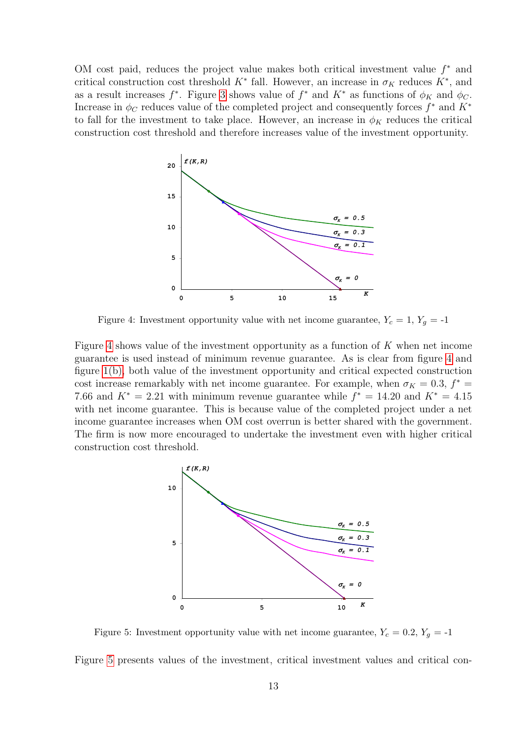OM cost paid, reduces the project value makes both critical investment value $f^*$ and critical construction cost threshold $K^*$ fall. However, an increase in $\sigma_K$ reduces $K^*$, and as a result increases $f^*$. Figure 3 shows value of $f^*$ and $K^*$ as functions of $\phi_K$ and $\phi_C$. Increase in $\phi_C$ reduces value of the completed project and consequently forces $f^*$ and $K^*$ to fall for the investment to take place. However, an increase in $\phi_K$ reduces the critical construction cost threshold and therefore increases value of the investment opportunity.

Figure 4: Investment opportunity value with net income guarantee, $Y_c = 1$, $Y_g$ = -1

Figure 4 shows value of the investment opportunity as a function of $K$ when net income guarantee is used instead of minimum revenue guarantee. As is clear from figure 4 and figure 1(b), both value of the investment opportunity and critical expected construction cost increase remarkably with net income guarantee. For example, when $\sigma_K = 0.3$, $f^* = 7.66$ and $K^* = 2.21$ with minimum revenue guarantee while $f^* = 14.20$ and $K^* = 4.15$ with net income guarantee. This is because value of the completed project under a net income guarantee increases when OM cost overrun is better shared with the government. The firm is now more encouraged to undertake the investment even with higher critical construction cost threshold.

Figure 5: Investment opportunity value with net income guarantee, $Y_c = 0.2$, $Y_g$ = -1

Figure 5 presents values of the investment, critical investment values and critical con-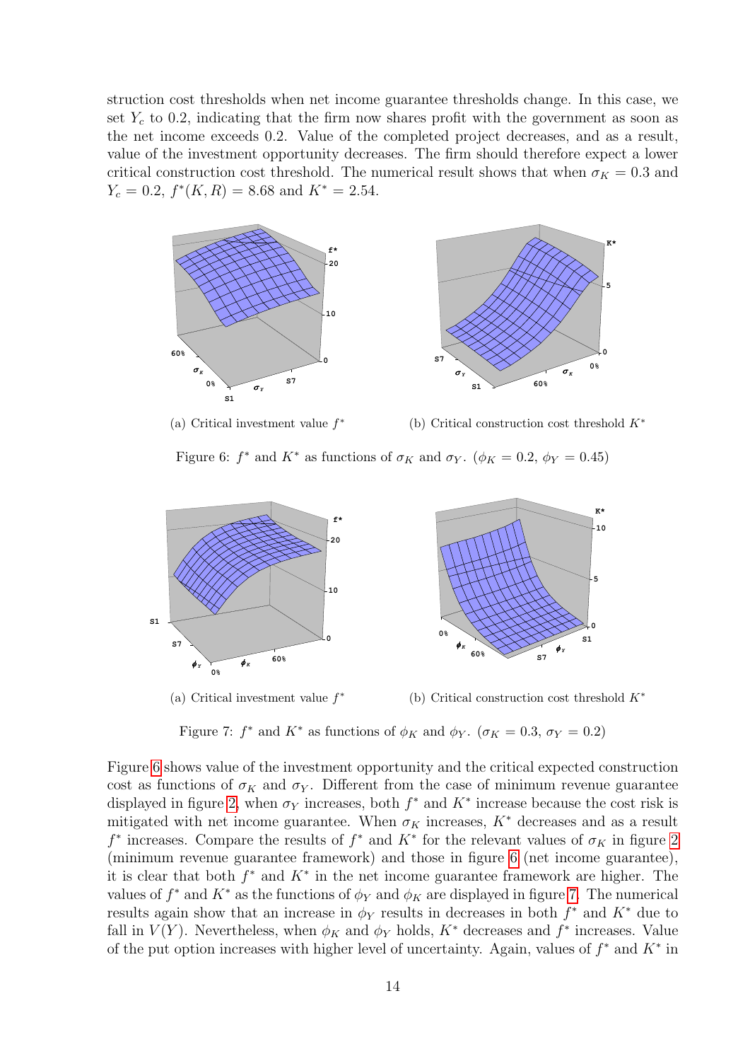struction cost thresholds when net income guarantee thresholds change. In this case, we set $Y_c$ to 0.2, indicating that the firm now shares profit with the government as soon as the net income exceeds 0.2. Value of the completed project decreases, and as a result, value of the investment opportunity decreases. The firm should therefore expect a lower critical construction cost threshold. The numerical result shows that when $\sigma_K = 0.3$ and $Y_c = 0.2$, $f^*(K, R) = 8.68$ and $K^* = 2.54$.

(a) Critical investment value $f^*$

(b) Critical construction cost threshold $K^*$

Figure 6: $f^*$ and $K^*$ as functions of $\sigma_K$ and $\sigma_Y$. ($\phi_K = 0.2$, $\phi_Y = 0.45$)

(a) Critical investment value $f^*$

(b) Critical construction cost threshold $K^*$

Figure 7: $f^*$ and $K^*$ as functions of $\phi_K$ and $\phi_Y$. ($\sigma_K = 0.3$, $\sigma_Y = 0.2$)

Figure 6 shows value of the investment opportunity and the critical expected construction cost as functions of $\sigma_K$ and $\sigma_Y$. Different from the case of minimum revenue guarantee displayed in figure 2, when $\sigma_Y$ increases, both $f^*$ and $K^*$ increase because the cost risk is mitigated with net income guarantee. When $\sigma_K$ increases, $K^*$ decreases and as a result $f^*$ increases. Compare the results of $f^*$ and $K^*$ for the relevant values of $\sigma_K$ in figure 2 (minimum revenue guarantee framework) and those in figure 6 (net income guarantee), it is clear that both $f^*$ and $K^*$ in the net income guarantee framework are higher. The values of $f^*$ and $K^*$ as the functions of $\phi_Y$ and $\phi_K$ are displayed in figure 7. The numerical results again show that an increase in $\phi_Y$ results in decreases in both $f^*$ and $K^*$ due to fall in $V(Y)$. Nevertheless, when $\phi_K$ and $\phi_Y$ holds, $K^*$ decreases and $f^*$ increases. Value of the put option increases with higher level of uncertainty. Again, values of $f^*$ and $K^*$ in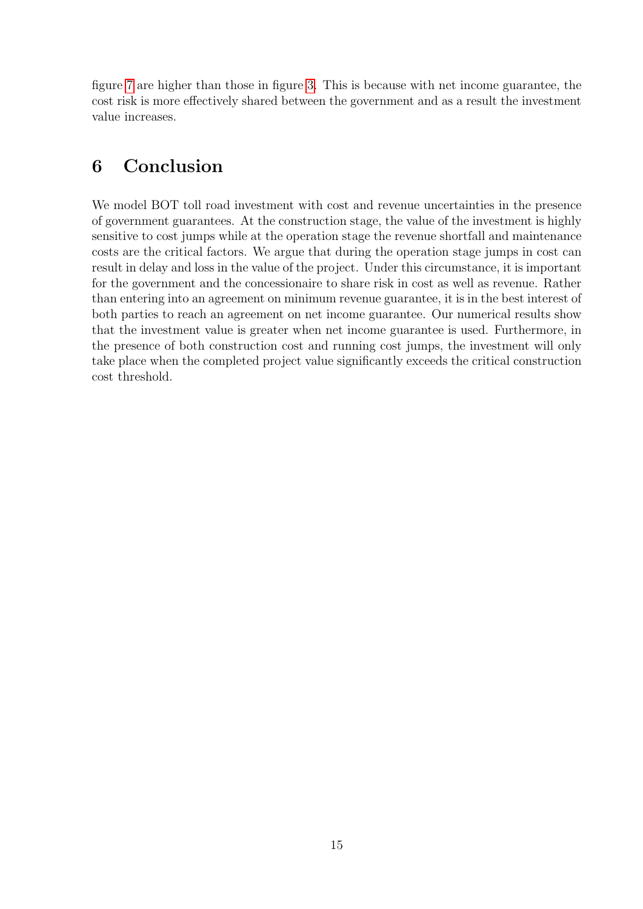figure 7 are higher than those in figure 3. This is because with net income guarantee, the cost risk is more effectively shared between the government and as a result the investment value increases.

## 6 Conclusion

We model BOT toll road investment with cost and revenue uncertainties in the presence of government guarantees. At the construction stage, the value of the investment is highly sensitive to cost jumps while at the operation stage the revenue shortfall and maintenance costs are the critical factors. We argue that during the operation stage jumps in cost can result in delay and loss in the value of the project. Under this circumstance, it is important for the government and the concessionaire to share risk in cost as well as revenue. Rather than entering into an agreement on minimum revenue guarantee, it is in the best interest of both parties to reach an agreement on net income guarantee. Our numerical results show that the investment value is greater when net income guarantee is used. Furthermore, in the presence of both construction cost and running cost jumps, the investment will only take place when the completed project value significantly exceeds the critical construction cost threshold.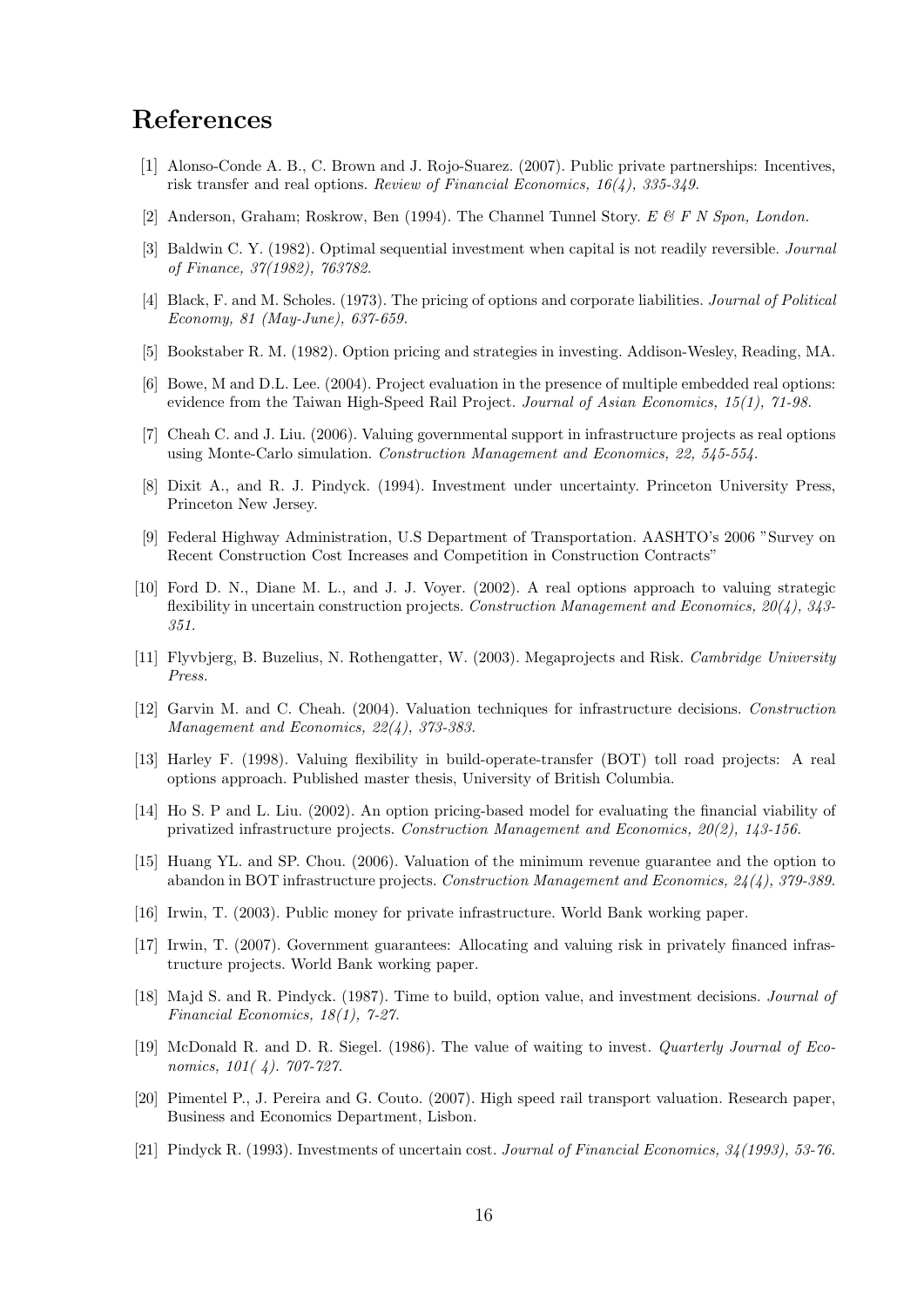# References

[1] Alonso-Conde A. B., C. Brown and J. Rojo-Suarez. (2007). Public private partnerships: Incentives, risk transfer and real options. *Review of Financial Economics, 16(4), 335-349.*

[2] Anderson, Graham; Roskrow, Ben (1994). The Channel Tunnel Story. *E & F N Spon, London.*

[3] Baldwin C. Y. (1982). Optimal sequential investment when capital is not readily reversible. *Journal of Finance, 37(1982), 763782.*

[4] Black, F. and M. Scholes. (1973). The pricing of options and corporate liabilities. *Journal of Political Economy, 81 (May-June), 637-659.*

[5] Bookstaber R. M. (1982). Option pricing and strategies in investing. Addison-Wesley, Reading, MA.

[6] Bowe, M and D.L. Lee. (2004). Project evaluation in the presence of multiple embedded real options: evidence from the Taiwan High-Speed Rail Project. *Journal of Asian Economics, 15(1), 71-98.*

[7] Cheah C. and J. Liu. (2006). Valuing governmental support in infrastructure projects as real options using Monte-Carlo simulation. *Construction Management and Economics, 22, 545-554.*

[8] Dixit A., and R. J. Pindyck. (1994). Investment under uncertainty. Princeton University Press, Princeton New Jersey.

[9] Federal Highway Administration, U.S Department of Transportation. AASHTO's 2006 "Survey on Recent Construction Cost Increases and Competition in Construction Contracts"

[10] Ford D. N., Diane M. L., and J. J. Voyer. (2002). A real options approach to valuing strategic flexibility in uncertain construction projects. *Construction Management and Economics, 20(4), 343-351.*

[11] Flyvbjerg, B. Buzelius, N. Rothengatter, W. (2003). Megaprojects and Risk. *Cambridge University Press.*

[12] Garvin M. and C. Cheah. (2004). Valuation techniques for infrastructure decisions. *Construction Management and Economics, 22(4), 373-383.*

[13] Harley F. (1998). Valuing flexibility in build-operate-transfer (BOT) toll road projects: A real options approach. Published master thesis, University of British Columbia.

[14] Ho S. P and L. Liu. (2002). An option pricing-based model for evaluating the financial viability of privatized infrastructure projects. *Construction Management and Economics, 20(2), 143-156.*

[15] Huang YL. and SP. Chou. (2006). Valuation of the minimum revenue guarantee and the option to abandon in BOT infrastructure projects. *Construction Management and Economics, 24(4), 379-389.*

[16] Irwin, T. (2003). Public money for private infrastructure. World Bank working paper.

[17] Irwin, T. (2007). Government guarantees: Allocating and valuing risk in privately financed infrastructure projects. World Bank working paper.

[18] Majd S. and R. Pindyck. (1987). Time to build, option value, and investment decisions. *Journal of Financial Economics, 18(1), 7-27.*

[19] McDonald R. and D. R. Siegel. (1986). The value of waiting to invest. *Quarterly Journal of Economics, 101( 4). 707-727.*

[20] Pimentel P., J. Pereira and G. Couto. (2007). High speed rail transport valuation. Research paper, Business and Economics Department, Lisbon.

[21] Pindyck R. (1993). Investments of uncertain cost. *Journal of Financial Economics, 34(1993), 53-76.*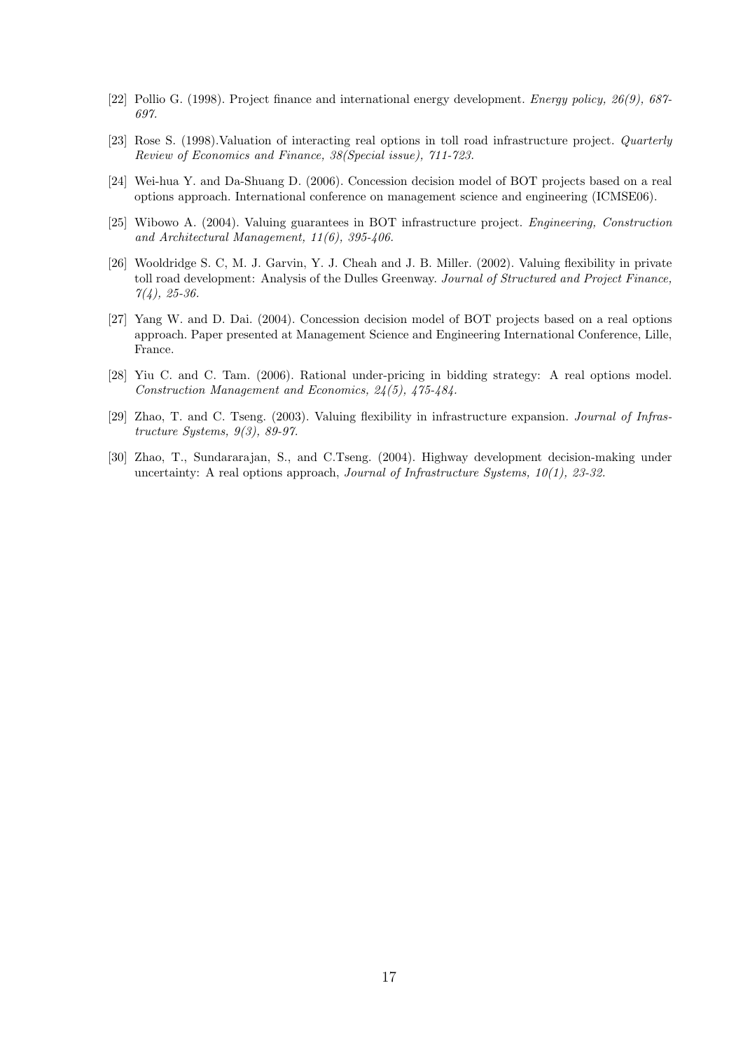[22] Pollio G. (1998). Project finance and international energy development. *Energy policy, 26(9), 687-697.*

[23] Rose S. (1998).Valuation of interacting real options in toll road infrastructure project. *Quarterly Review of Economics and Finance, 38(Special issue), 711-723.*

[24] Wei-hua Y. and Da-Shuang D. (2006). Concession decision model of BOT projects based on a real options approach. International conference on management science and engineering (ICMSE06).

[25] Wibowo A. (2004). Valuing guarantees in BOT infrastructure project. *Engineering, Construction and Architectural Management, 11(6), 395-406.*

[26] Wooldridge S. C, M. J. Garvin, Y. J. Cheah and J. B. Miller. (2002). Valuing flexibility in private toll road development: Analysis of the Dulles Greenway. *Journal of Structured and Project Finance, 7(4), 25-36.*

[27] Yang W. and D. Dai. (2004). Concession decision model of BOT projects based on a real options approach. Paper presented at Management Science and Engineering International Conference, Lille, France.

[28] Yiu C. and C. Tam. (2006). Rational under-pricing in bidding strategy: A real options model. *Construction Management and Economics, 24(5), 475-484.*

[29] Zhao, T. and C. Tseng. (2003). Valuing flexibility in infrastructure expansion. *Journal of Infrastructure Systems, 9(3), 89-97.*

[30] Zhao, T., Sundararajan, S., and C.Tseng. (2004). Highway development decision-making under uncertainty: A real options approach, *Journal of Infrastructure Systems, 10(1), 23-32.*